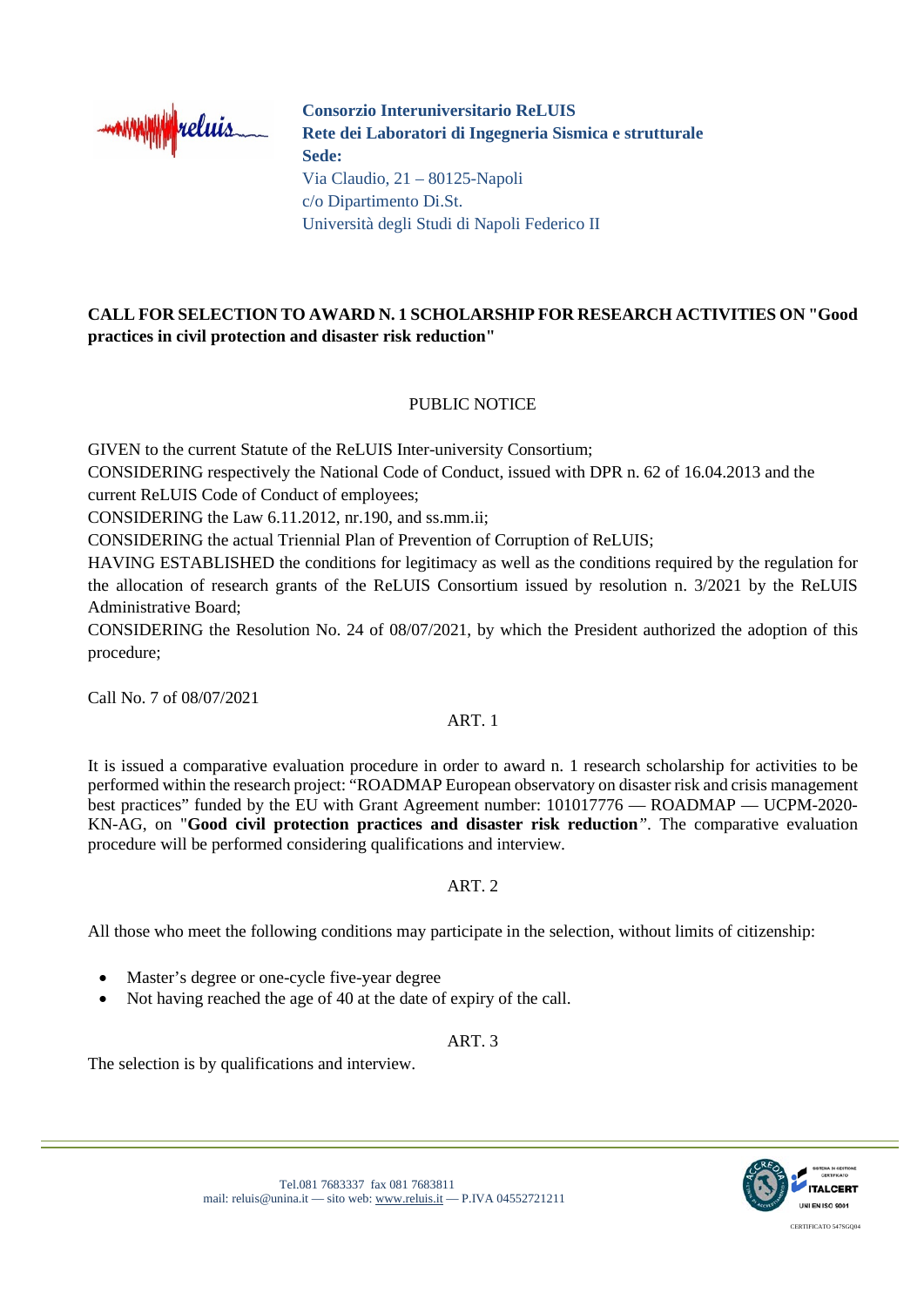**Consorzio Interuniversitario ReLUIS**
**Rete dei Laboratori di Ingegneria Sismica e strutturale**
**Sede:**
Via Claudio, 21 – 80125-Napoli
c/o Dipartimento Di.St.
Università degli Studi di Napoli Federico II

**CALL FOR SELECTION TO AWARD N. 1 SCHOLARSHIP FOR RESEARCH ACTIVITIES ON "Good practices in civil protection and disaster risk reduction"**

PUBLIC NOTICE

GIVEN to the current Statute of the ReLUIS Inter-university Consortium;
CONSIDERING respectively the National Code of Conduct, issued with DPR n. 62 of 16.04.2013 and the current ReLUIS Code of Conduct of employees;
CONSIDERING the Law 6.11.2012, nr.190, and ss.mm.ii;
CONSIDERING the actual Triennial Plan of Prevention of Corruption of ReLUIS;
HAVING ESTABLISHED the conditions for legitimacy as well as the conditions required by the regulation for the allocation of research grants of the ReLUIS Consortium issued by resolution n. 3/2021 by the ReLUIS Administrative Board;
CONSIDERING the Resolution No. 24 of 08/07/2021, by which the President authorized the adoption of this procedure;

Call No. 7 of 08/07/2021

ART. 1

It is issued a comparative evaluation procedure in order to award n. 1 research scholarship for activities to be performed within the research project: "ROADMAP European observatory on disaster risk and crisis management best practices" funded by the EU with Grant Agreement number: 101017776 — ROADMAP — UCPM-2020-KN-AG, on "**Good civil protection practices and disaster risk reduction**". The comparative evaluation procedure will be performed considering qualifications and interview.

ART. 2

All those who meet the following conditions may participate in the selection, without limits of citizenship:

- Master's degree or one-cycle five-year degree
- Not having reached the age of 40 at the date of expiry of the call.

ART. 3

The selection is by qualifications and interview.

Tel.081 7683337 fax 081 7683811
mail: reluis@unina.it — sito web: www.reluis.it — P.IVA 04552721211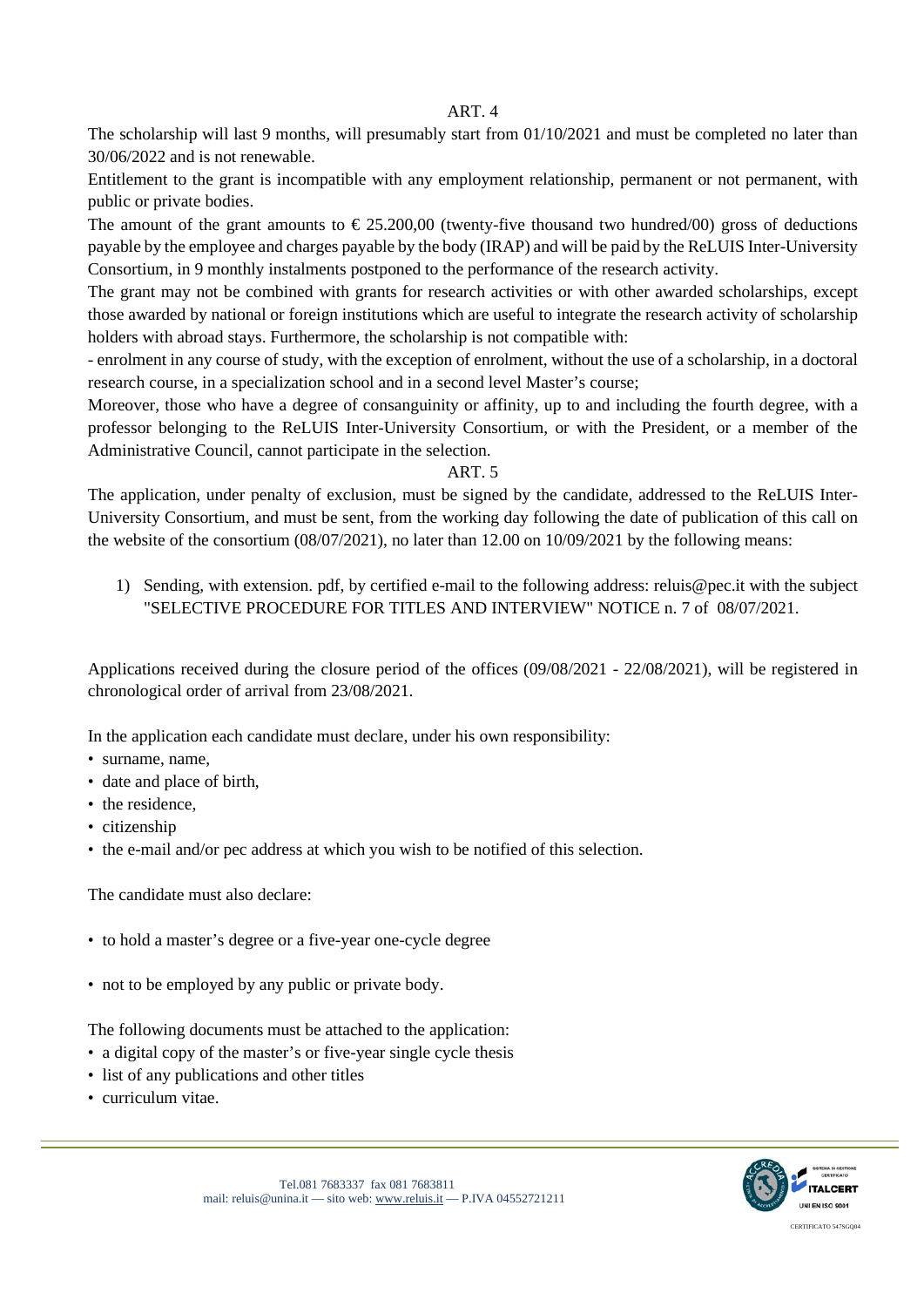ART. 4

The scholarship will last 9 months, will presumably start from 01/10/2021 and must be completed no later than 30/06/2022 and is not renewable.

Entitlement to the grant is incompatible with any employment relationship, permanent or not permanent, with public or private bodies.

The amount of the grant amounts to € 25.200,00 (twenty-five thousand two hundred/00) gross of deductions payable by the employee and charges payable by the body (IRAP) and will be paid by the ReLUIS Inter-University Consortium, in 9 monthly instalments postponed to the performance of the research activity.

The grant may not be combined with grants for research activities or with other awarded scholarships, except those awarded by national or foreign institutions which are useful to integrate the research activity of scholarship holders with abroad stays. Furthermore, the scholarship is not compatible with:

- enrolment in any course of study, with the exception of enrolment, without the use of a scholarship, in a doctoral research course, in a specialization school and in a second level Master's course;

Moreover, those who have a degree of consanguinity or affinity, up to and including the fourth degree, with a professor belonging to the ReLUIS Inter-University Consortium, or with the President, or a member of the Administrative Council, cannot participate in the selection.

ART. 5

The application, under penalty of exclusion, must be signed by the candidate, addressed to the ReLUIS Inter-University Consortium, and must be sent, from the working day following the date of publication of this call on the website of the consortium (08/07/2021), no later than 12.00 on 10/09/2021 by the following means:

1) Sending, with extension. pdf, by certified e-mail to the following address: reluis@pec.it with the subject "SELECTIVE PROCEDURE FOR TITLES AND INTERVIEW" NOTICE n. 7 of 08/07/2021.

Applications received during the closure period of the offices (09/08/2021 - 22/08/2021), will be registered in chronological order of arrival from 23/08/2021.

In the application each candidate must declare, under his own responsibility:

- surname, name,
- date and place of birth,
- the residence,
- citizenship
- the e-mail and/or pec address at which you wish to be notified of this selection.

The candidate must also declare:

- to hold a master's degree or a five-year one-cycle degree
- not to be employed by any public or private body.

The following documents must be attached to the application:

- a digital copy of the master's or five-year single cycle thesis
- list of any publications and other titles
- curriculum vitae.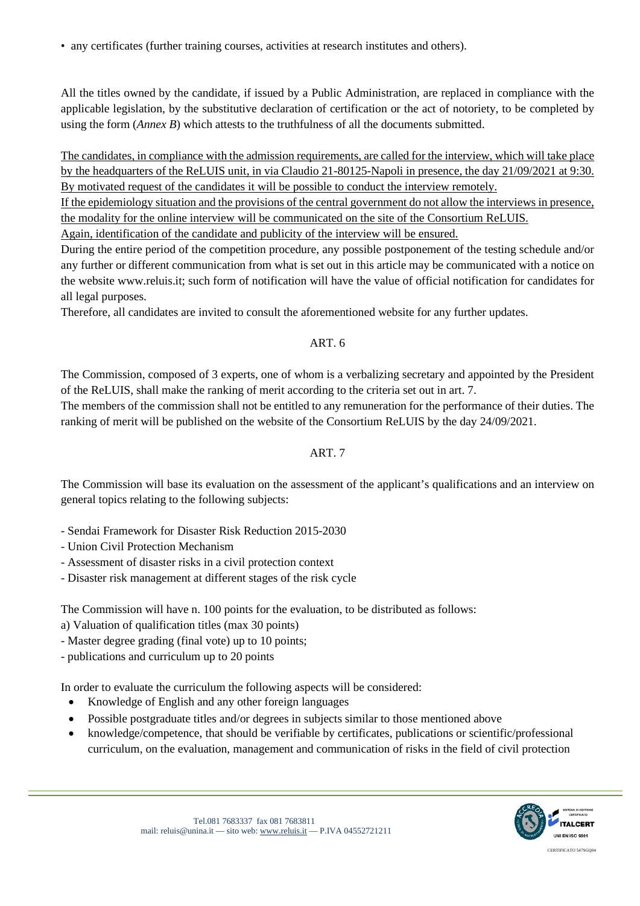- any certificates (further training courses, activities at research institutes and others).

All the titles owned by the candidate, if issued by a Public Administration, are replaced in compliance with the applicable legislation, by the substitutive declaration of certification or the act of notoriety, to be completed by using the form (*Annex B*) which attests to the truthfulness of all the documents submitted.

The candidates, in compliance with the admission requirements, are called for the interview, which will take place by the headquarters of the ReLUIS unit, in via Claudio 21-80125-Napoli in presence, the day 21/09/2021 at 9:30. By motivated request of the candidates it will be possible to conduct the interview remotely.
If the epidemiology situation and the provisions of the central government do not allow the interviews in presence, the modality for the online interview will be communicated on the site of the Consortium ReLUIS.
Again, identification of the candidate and publicity of the interview will be ensured.
During the entire period of the competition procedure, any possible postponement of the testing schedule and/or any further or different communication from what is set out in this article may be communicated with a notice on the website www.reluis.it; such form of notification will have the value of official notification for candidates for all legal purposes.
Therefore, all candidates are invited to consult the aforementioned website for any further updates.

## ART. 6

The Commission, composed of 3 experts, one of whom is a verbalizing secretary and appointed by the President of the ReLUIS, shall make the ranking of merit according to the criteria set out in art. 7.
The members of the commission shall not be entitled to any remuneration for the performance of their duties. The ranking of merit will be published on the website of the Consortium ReLUIS by the day 24/09/2021.

## ART. 7

The Commission will base its evaluation on the assessment of the applicant's qualifications and an interview on general topics relating to the following subjects:

- Sendai Framework for Disaster Risk Reduction 2015-2030
- Union Civil Protection Mechanism
- Assessment of disaster risks in a civil protection context
- Disaster risk management at different stages of the risk cycle

The Commission will have n. 100 points for the evaluation, to be distributed as follows:
a) Valuation of qualification titles (max 30 points)
- Master degree grading (final vote) up to 10 points;
- publications and curriculum up to 20 points

In order to evaluate the curriculum the following aspects will be considered:

- Knowledge of English and any other foreign languages
- Possible postgraduate titles and/or degrees in subjects similar to those mentioned above
- knowledge/competence, that should be verifiable by certificates, publications or scientific/professional curriculum, on the evaluation, management and communication of risks in the field of civil protection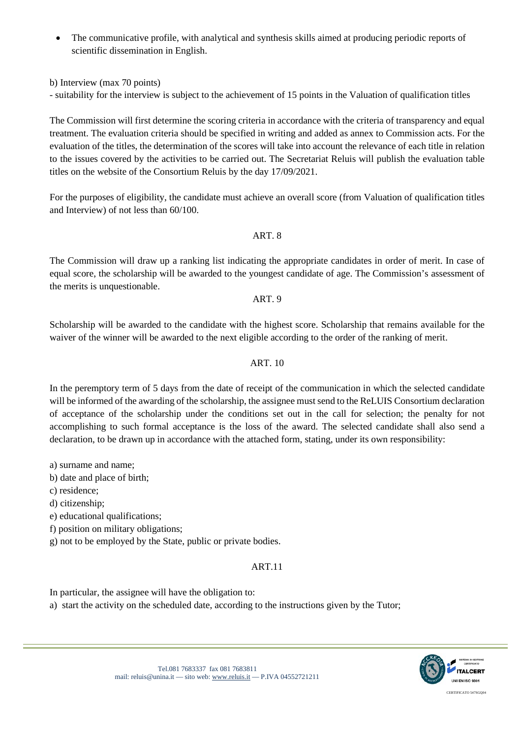- The communicative profile, with analytical and synthesis skills aimed at producing periodic reports of scientific dissemination in English.

b) Interview (max 70 points)
- suitability for the interview is subject to the achievement of 15 points in the Valuation of qualification titles

The Commission will first determine the scoring criteria in accordance with the criteria of transparency and equal treatment. The evaluation criteria should be specified in writing and added as annex to Commission acts. For the evaluation of the titles, the determination of the scores will take into account the relevance of each title in relation to the issues covered by the activities to be carried out. The Secretariat Reluis will publish the evaluation table titles on the website of the Consortium Reluis by the day 17/09/2021.

For the purposes of eligibility, the candidate must achieve an overall score (from Valuation of qualification titles and Interview) of not less than 60/100.

## ART. 8

The Commission will draw up a ranking list indicating the appropriate candidates in order of merit. In case of equal score, the scholarship will be awarded to the youngest candidate of age. The Commission's assessment of the merits is unquestionable.

## ART. 9

Scholarship will be awarded to the candidate with the highest score. Scholarship that remains available for the waiver of the winner will be awarded to the next eligible according to the order of the ranking of merit.

## ART. 10

In the peremptory term of 5 days from the date of receipt of the communication in which the selected candidate will be informed of the awarding of the scholarship, the assignee must send to the ReLUIS Consortium declaration of acceptance of the scholarship under the conditions set out in the call for selection; the penalty for not accomplishing to such formal acceptance is the loss of the award. The selected candidate shall also send a declaration, to be drawn up in accordance with the attached form, stating, under its own responsibility:

a) surname and name;
b) date and place of birth;
c) residence;
d) citizenship;
e) educational qualifications;
f) position on military obligations;
g) not to be employed by the State, public or private bodies.

## ART.11

In particular, the assignee will have the obligation to:
a) start the activity on the scheduled date, according to the instructions given by the Tutor;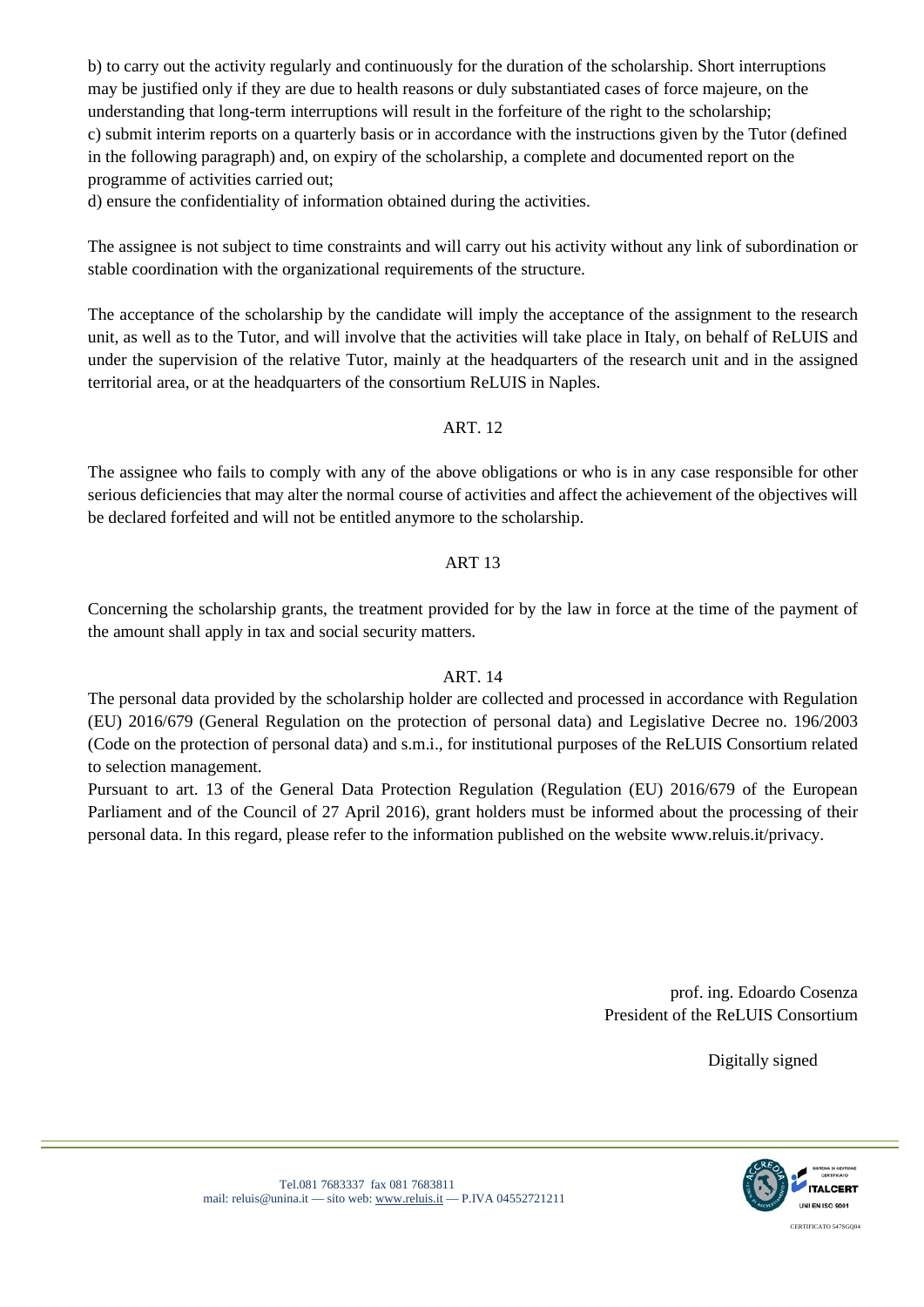b) to carry out the activity regularly and continuously for the duration of the scholarship. Short interruptions may be justified only if they are due to health reasons or duly substantiated cases of force majeure, on the understanding that long-term interruptions will result in the forfeiture of the right to the scholarship;
c) submit interim reports on a quarterly basis or in accordance with the instructions given by the Tutor (defined in the following paragraph) and, on expiry of the scholarship, a complete and documented report on the programme of activities carried out;
d) ensure the confidentiality of information obtained during the activities.

The assignee is not subject to time constraints and will carry out his activity without any link of subordination or stable coordination with the organizational requirements of the structure.

The acceptance of the scholarship by the candidate will imply the acceptance of the assignment to the research unit, as well as to the Tutor, and will involve that the activities will take place in Italy, on behalf of ReLUIS and under the supervision of the relative Tutor, mainly at the headquarters of the research unit and in the assigned territorial area, or at the headquarters of the consortium ReLUIS in Naples.

## ART. 12

The assignee who fails to comply with any of the above obligations or who is in any case responsible for other serious deficiencies that may alter the normal course of activities and affect the achievement of the objectives will be declared forfeited and will not be entitled anymore to the scholarship.

## ART 13

Concerning the scholarship grants, the treatment provided for by the law in force at the time of the payment of the amount shall apply in tax and social security matters.

## ART. 14

The personal data provided by the scholarship holder are collected and processed in accordance with Regulation (EU) 2016/679 (General Regulation on the protection of personal data) and Legislative Decree no. 196/2003 (Code on the protection of personal data) and s.m.i., for institutional purposes of the ReLUIS Consortium related to selection management.

Pursuant to art. 13 of the General Data Protection Regulation (Regulation (EU) 2016/679 of the European Parliament and of the Council of 27 April 2016), grant holders must be informed about the processing of their personal data. In this regard, please refer to the information published on the website www.reluis.it/privacy.

prof. ing. Edoardo Cosenza
President of the ReLUIS Consortium

Digitally signed

Tel.081 7683337 fax 081 7683811
mail: reluis@unina.it — sito web: www.reluis.it — P.IVA 04552721211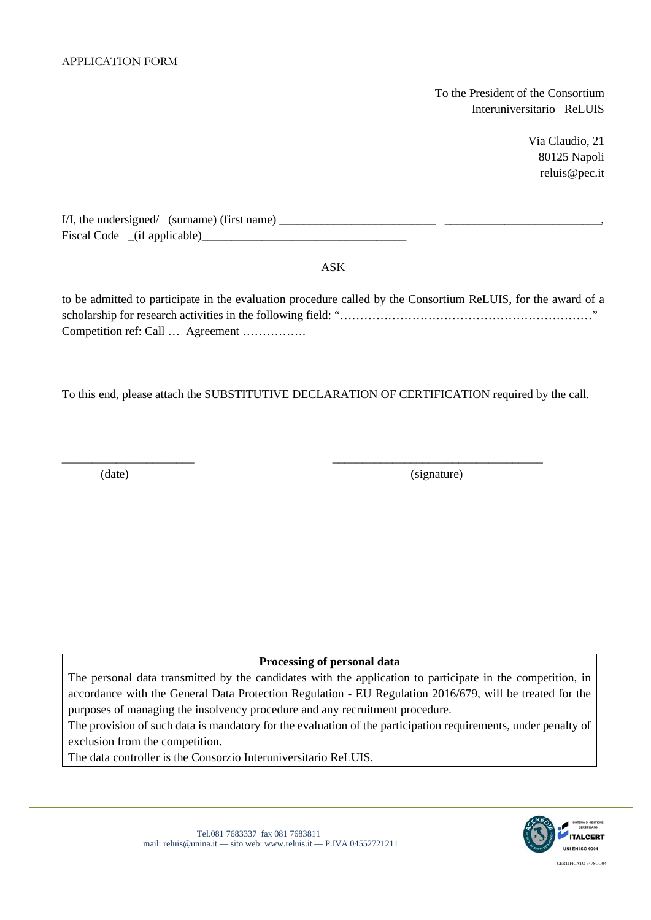APPLICATION FORM

To the President of the Consortium
Interuniversitario ReLUIS

Via Claudio, 21
80125 Napoli
reluis@pec.it

I/I, the undersigned/ (surname) (first name) __________________________ __________________________,
Fiscal Code _(if applicable)__________________________________

ASK

to be admitted to participate in the evaluation procedure called by the Consortium ReLUIS, for the award of a scholarship for research activities in the following field: "………………………………………………………"
Competition ref: Call … Agreement …………….

To this end, please attach the SUBSTITUTIVE DECLARATION OF CERTIFICATION required by the call.

______________________ ___________________________________
(date) (signature)

| **Processing of personal data** |
|---|
| The personal data transmitted by the candidates with the application to participate in the competition, in accordance with the General Data Protection Regulation - EU Regulation 2016/679, will be treated for the purposes of managing the insolvency procedure and any recruitment procedure. The provision of such data is mandatory for the evaluation of the participation requirements, under penalty of exclusion from the competition. The data controller is the Consorzio Interuniversitario ReLUIS. |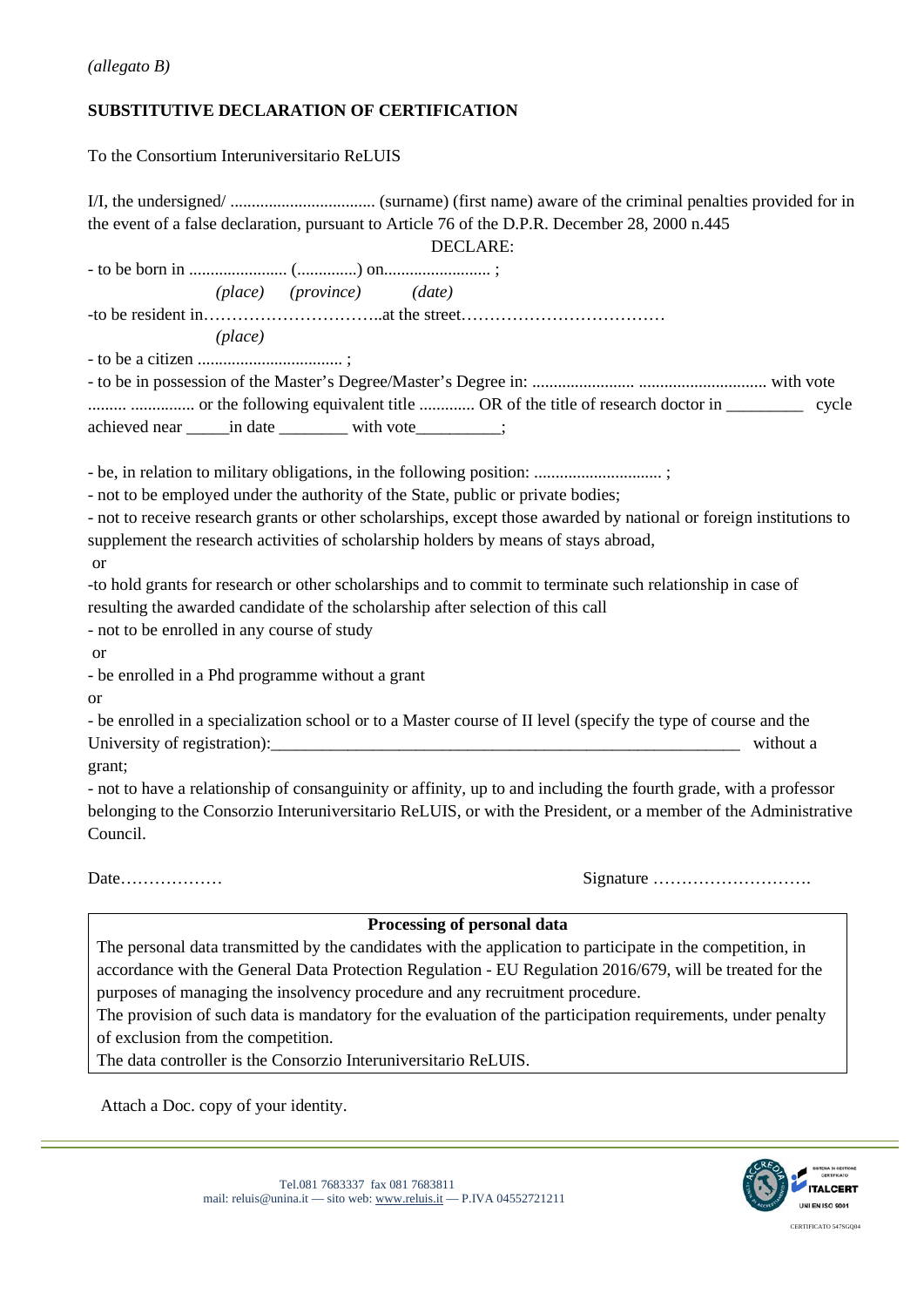*(allegato B)*

**SUBSTITUTIVE DECLARATION OF CERTIFICATION**

To the Consortium Interuniversitario ReLUIS

I/I, the undersigned/ .................................. (surname) (first name) aware of the criminal penalties provided for in the event of a false declaration, pursuant to Article 76 of the D.P.R. December 28, 2000 n.445

DECLARE:

- to be born in ....................... (..............) on......................... ;
  *(place)* *(province)* *(date)*
- to be resident in…………………………..at the street………………………………
  *(place)*
- to be a citizen .................................. ;
- to be in possession of the Master's Degree/Master's Degree in: ........................ .............................. with vote ......... ............... or the following equivalent title ............. OR of the title of research doctor in _________ cycle achieved near _____in date ________ with vote__________;

- be, in relation to military obligations, in the following position: .............................. ;
- not to be employed under the authority of the State, public or private bodies;
- not to receive research grants or other scholarships, except those awarded by national or foreign institutions to supplement the research activities of scholarship holders by means of stays abroad,

or

-to hold grants for research or other scholarships and to commit to terminate such relationship in case of resulting the awarded candidate of the scholarship after selection of this call
- not to be enrolled in any course of study

or

- be enrolled in a Phd programme without a grant

or

- be enrolled in a specialization school or to a Master course of II level (specify the type of course and the University of registration):_________________________________________________________ without a grant;
- not to have a relationship of consanguinity or affinity, up to and including the fourth grade, with a professor belonging to the Consorzio Interuniversitario ReLUIS, or with the President, or a member of the Administrative Council.

Date……………… Signature ……………………….

**Processing of personal data**

The personal data transmitted by the candidates with the application to participate in the competition, in accordance with the General Data Protection Regulation - EU Regulation 2016/679, will be treated for the purposes of managing the insolvency procedure and any recruitment procedure.
The provision of such data is mandatory for the evaluation of the participation requirements, under penalty of exclusion from the competition.
The data controller is the Consorzio Interuniversitario ReLUIS.

Attach a Doc. copy of your identity.